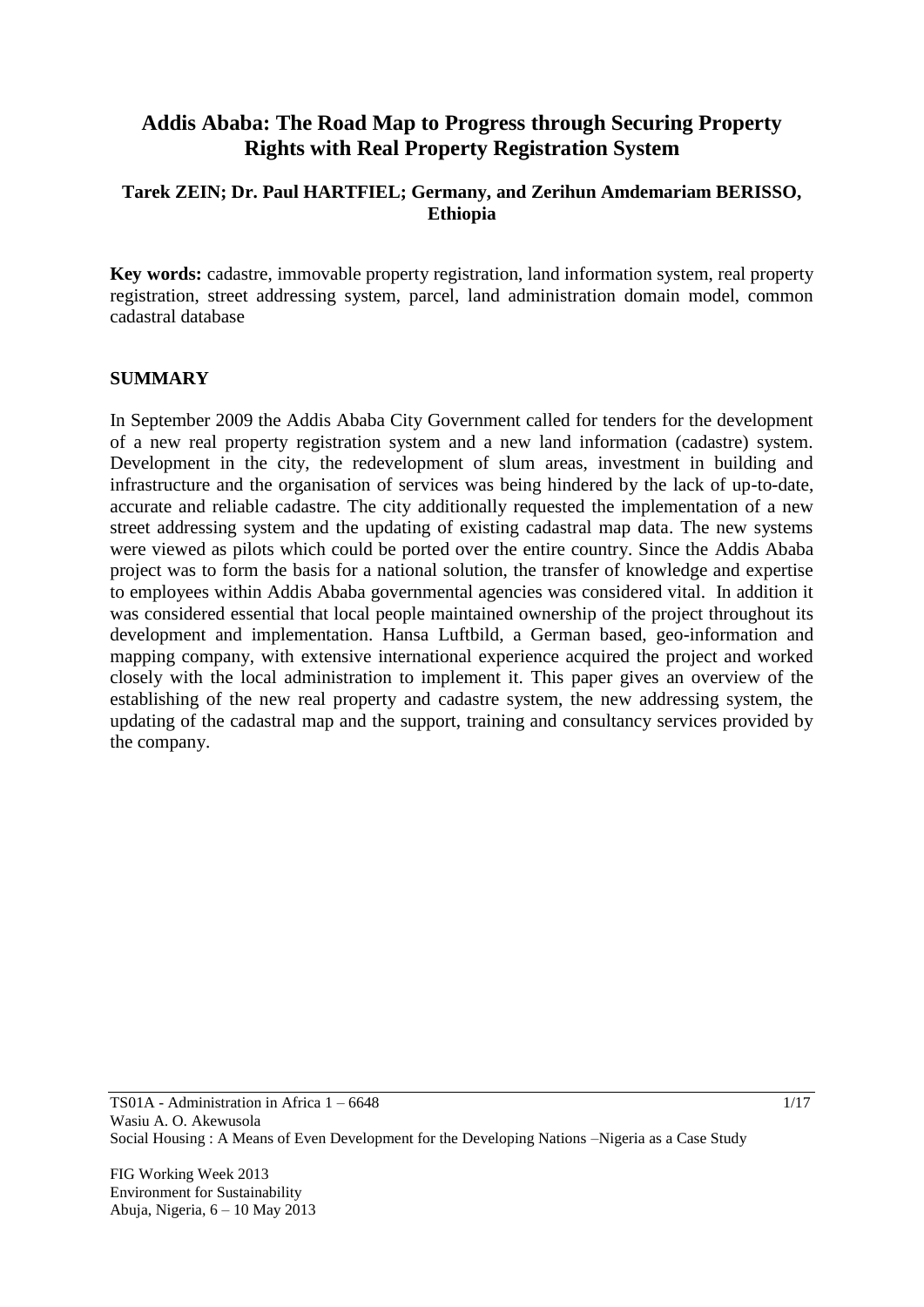# Addis Ababa: The Road Map to Progress through Securing Property Rights with Real Property Registration System

**Tarek ZEIN; Dr. Paul HARTFIEL; Germany, and Zerihun Amdemariam BERISSO, Ethiopia**

**Key words:** cadastre, immovable property registration, land information system, real property registration, street addressing system, parcel, land administration domain model, common cadastral database

## SUMMARY

In September 2009 the Addis Ababa City Government called for tenders for the development of a new real property registration system and a new land information (cadastre) system. Development in the city, the redevelopment of slum areas, investment in building and infrastructure and the organisation of services was being hindered by the lack of up-to-date, accurate and reliable cadastre. The city additionally requested the implementation of a new street addressing system and the updating of existing cadastral map data. The new systems were viewed as pilots which could be ported over the entire country. Since the Addis Ababa project was to form the basis for a national solution, the transfer of knowledge and expertise to employees within Addis Ababa governmental agencies was considered vital. In addition it was considered essential that local people maintained ownership of the project throughout its development and implementation. Hansa Luftbild, a German based, geo-information and mapping company, with extensive international experience acquired the project and worked closely with the local administration to implement it. This paper gives an overview of the establishing of the new real property and cadastre system, the new addressing system, the updating of the cadastral map and the support, training and consultancy services provided by the company.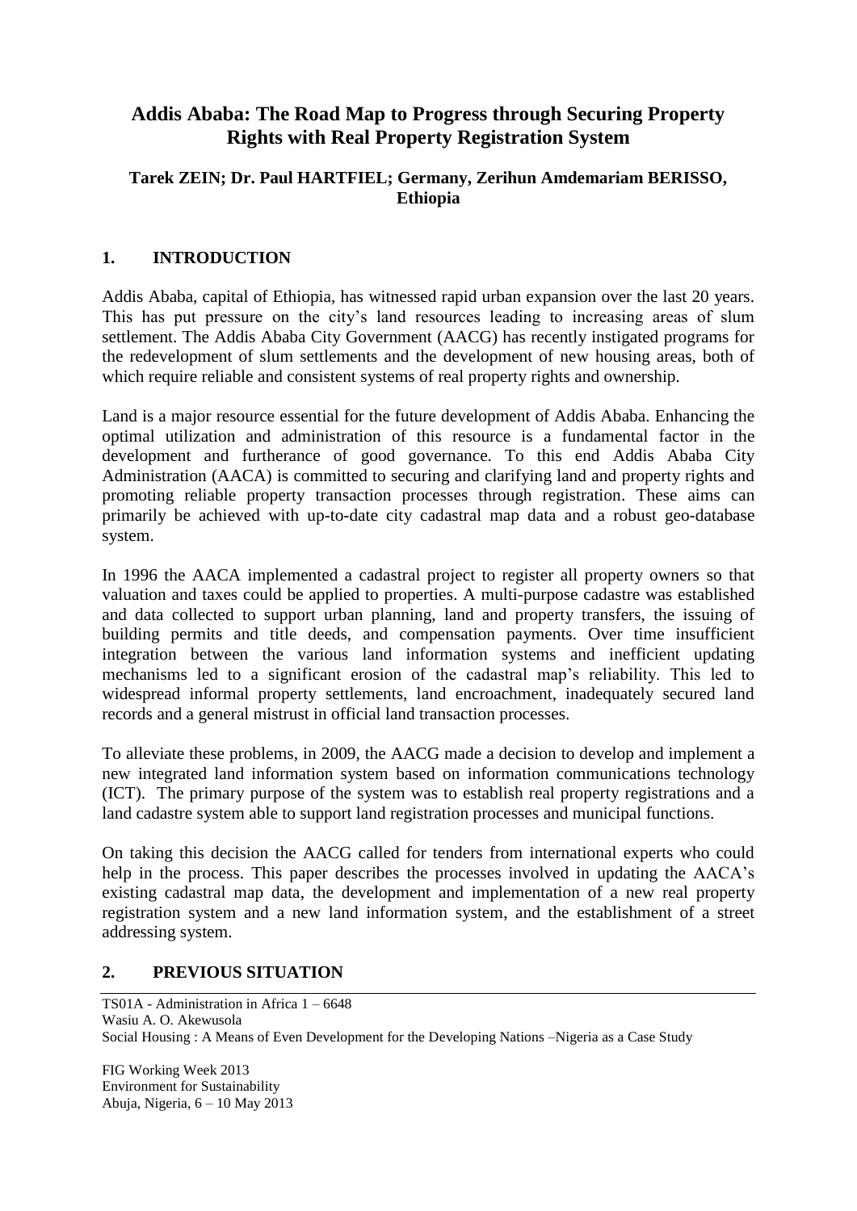# Addis Ababa: The Road Map to Progress through Securing Property Rights with Real Property Registration System

**Tarek ZEIN; Dr. Paul HARTFIEL; Germany, Zerihun Amdemariam BERISSO, Ethiopia**

## 1. INTRODUCTION

Addis Ababa, capital of Ethiopia, has witnessed rapid urban expansion over the last 20 years. This has put pressure on the city's land resources leading to increasing areas of slum settlement. The Addis Ababa City Government (AACG) has recently instigated programs for the redevelopment of slum settlements and the development of new housing areas, both of which require reliable and consistent systems of real property rights and ownership.

Land is a major resource essential for the future development of Addis Ababa. Enhancing the optimal utilization and administration of this resource is a fundamental factor in the development and furtherance of good governance. To this end Addis Ababa City Administration (AACA) is committed to securing and clarifying land and property rights and promoting reliable property transaction processes through registration. These aims can primarily be achieved with up-to-date city cadastral map data and a robust geo-database system.

In 1996 the AACA implemented a cadastral project to register all property owners so that valuation and taxes could be applied to properties. A multi-purpose cadastre was established and data collected to support urban planning, land and property transfers, the issuing of building permits and title deeds, and compensation payments. Over time insufficient integration between the various land information systems and inefficient updating mechanisms led to a significant erosion of the cadastral map's reliability. This led to widespread informal property settlements, land encroachment, inadequately secured land records and a general mistrust in official land transaction processes.

To alleviate these problems, in 2009, the AACG made a decision to develop and implement a new integrated land information system based on information communications technology (ICT). The primary purpose of the system was to establish real property registrations and a land cadastre system able to support land registration processes and municipal functions.

On taking this decision the AACG called for tenders from international experts who could help in the process. This paper describes the processes involved in updating the AACA's existing cadastral map data, the development and implementation of a new real property registration system and a new land information system, and the establishment of a street addressing system.

## 2. PREVIOUS SITUATION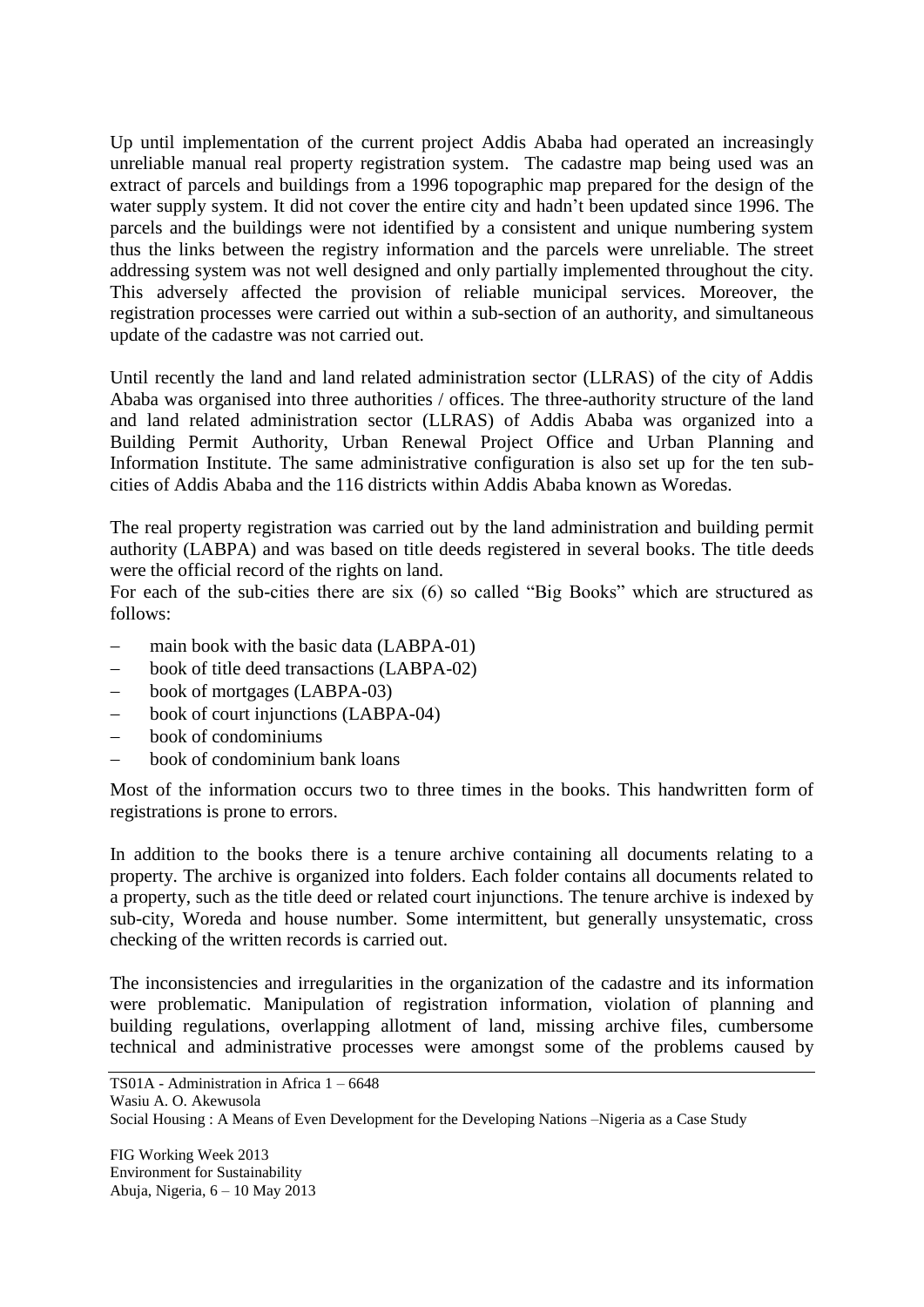Up until implementation of the current project Addis Ababa had operated an increasingly unreliable manual real property registration system. The cadastre map being used was an extract of parcels and buildings from a 1996 topographic map prepared for the design of the water supply system. It did not cover the entire city and hadn't been updated since 1996. The parcels and the buildings were not identified by a consistent and unique numbering system thus the links between the registry information and the parcels were unreliable. The street addressing system was not well designed and only partially implemented throughout the city. This adversely affected the provision of reliable municipal services. Moreover, the registration processes were carried out within a sub-section of an authority, and simultaneous update of the cadastre was not carried out.

Until recently the land and land related administration sector (LLRAS) of the city of Addis Ababa was organised into three authorities / offices. The three-authority structure of the land and land related administration sector (LLRAS) of Addis Ababa was organized into a Building Permit Authority, Urban Renewal Project Office and Urban Planning and Information Institute. The same administrative configuration is also set up for the ten sub-cities of Addis Ababa and the 116 districts within Addis Ababa known as Woredas.

The real property registration was carried out by the land administration and building permit authority (LABPA) and was based on title deeds registered in several books. The title deeds were the official record of the rights on land.

For each of the sub-cities there are six (6) so called "Big Books" which are structured as follows:

- main book with the basic data (LABPA-01)
- book of title deed transactions (LABPA-02)
- book of mortgages (LABPA-03)
- book of court injunctions (LABPA-04)
- book of condominiums
- book of condominium bank loans

Most of the information occurs two to three times in the books. This handwritten form of registrations is prone to errors.

In addition to the books there is a tenure archive containing all documents relating to a property. The archive is organized into folders. Each folder contains all documents related to a property, such as the title deed or related court injunctions. The tenure archive is indexed by sub-city, Woreda and house number. Some intermittent, but generally unsystematic, cross checking of the written records is carried out.

The inconsistencies and irregularities in the organization of the cadastre and its information were problematic. Manipulation of registration information, violation of planning and building regulations, overlapping allotment of land, missing archive files, cumbersome technical and administrative processes were amongst some of the problems caused by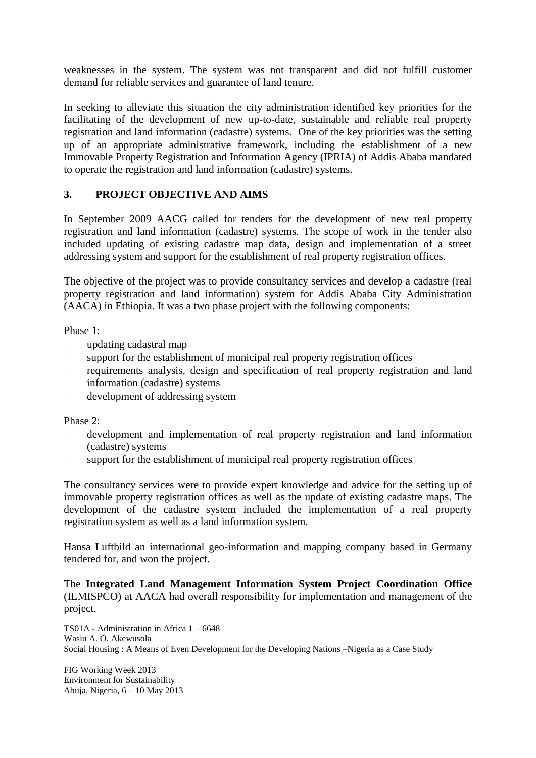weaknesses in the system. The system was not transparent and did not fulfill customer demand for reliable services and guarantee of land tenure.

In seeking to alleviate this situation the city administration identified key priorities for the facilitating of the development of new up-to-date, sustainable and reliable real property registration and land information (cadastre) systems. One of the key priorities was the setting up of an appropriate administrative framework, including the establishment of a new Immovable Property Registration and Information Agency (IPRIA) of Addis Ababa mandated to operate the registration and land information (cadastre) systems.

## 3. PROJECT OBJECTIVE AND AIMS

In September 2009 AACG called for tenders for the development of new real property registration and land information (cadastre) systems. The scope of work in the tender also included updating of existing cadastre map data, design and implementation of a street addressing system and support for the establishment of real property registration offices.

The objective of the project was to provide consultancy services and develop a cadastre (real property registration and land information) system for Addis Ababa City Administration (AACA) in Ethiopia. It was a two phase project with the following components:

Phase 1:

- updating cadastral map
- support for the establishment of municipal real property registration offices
- requirements analysis, design and specification of real property registration and land information (cadastre) systems
- development of addressing system

Phase 2:

- development and implementation of real property registration and land information (cadastre) systems
- support for the establishment of municipal real property registration offices

The consultancy services were to provide expert knowledge and advice for the setting up of immovable property registration offices as well as the update of existing cadastre maps. The development of the cadastre system included the implementation of a real property registration system as well as a land information system.

Hansa Luftbild an international geo-information and mapping company based in Germany tendered for, and won the project.

The **Integrated Land Management Information System Project Coordination Office** (ILMISPCO) at AACA had overall responsibility for implementation and management of the project.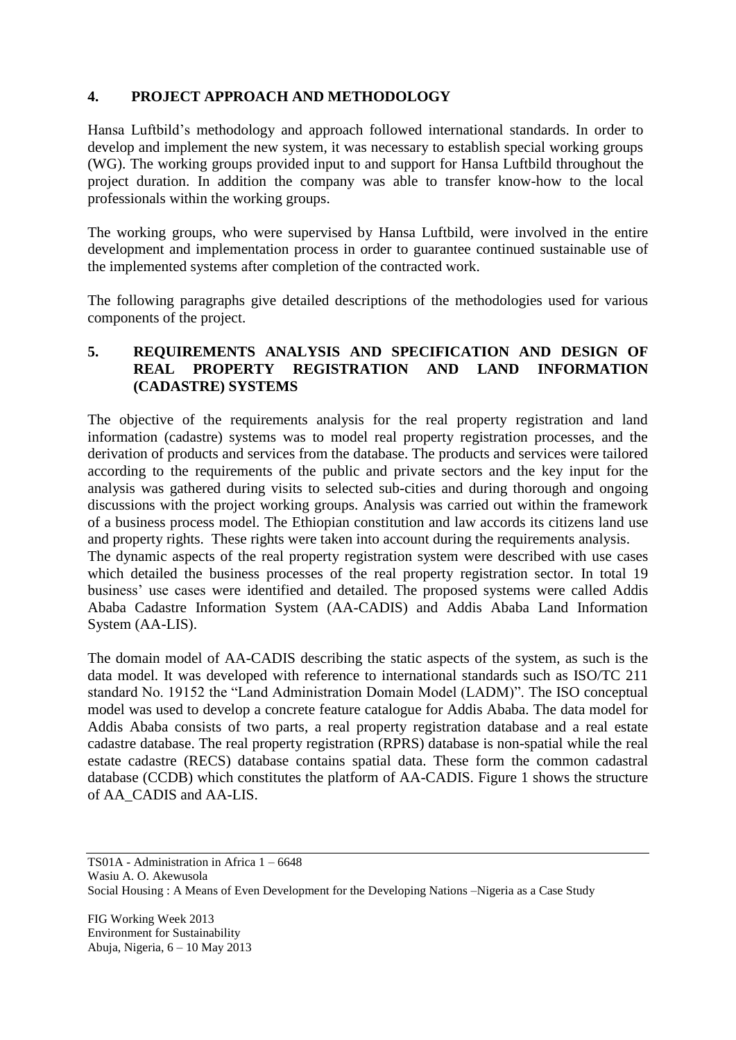## 4. PROJECT APPROACH AND METHODOLOGY

Hansa Luftbild's methodology and approach followed international standards. In order to develop and implement the new system, it was necessary to establish special working groups (WG). The working groups provided input to and support for Hansa Luftbild throughout the project duration. In addition the company was able to transfer know-how to the local professionals within the working groups.

The working groups, who were supervised by Hansa Luftbild, were involved in the entire development and implementation process in order to guarantee continued sustainable use of the implemented systems after completion of the contracted work.

The following paragraphs give detailed descriptions of the methodologies used for various components of the project.

## 5. REQUIREMENTS ANALYSIS AND SPECIFICATION AND DESIGN OF REAL PROPERTY REGISTRATION AND LAND INFORMATION (CADASTRE) SYSTEMS

The objective of the requirements analysis for the real property registration and land information (cadastre) systems was to model real property registration processes, and the derivation of products and services from the database. The products and services were tailored according to the requirements of the public and private sectors and the key input for the analysis was gathered during visits to selected sub-cities and during thorough and ongoing discussions with the project working groups. Analysis was carried out within the framework of a business process model. The Ethiopian constitution and law accords its citizens land use and property rights. These rights were taken into account during the requirements analysis.
The dynamic aspects of the real property registration system were described with use cases which detailed the business processes of the real property registration sector. In total 19 business' use cases were identified and detailed. The proposed systems were called Addis Ababa Cadastre Information System (AA-CADIS) and Addis Ababa Land Information System (AA-LIS).

The domain model of AA-CADIS describing the static aspects of the system, as such is the data model. It was developed with reference to international standards such as ISO/TC 211 standard No. 19152 the "Land Administration Domain Model (LADM)". The ISO conceptual model was used to develop a concrete feature catalogue for Addis Ababa. The data model for Addis Ababa consists of two parts, a real property registration database and a real estate cadastre database. The real property registration (RPRS) database is non-spatial while the real estate cadastre (RECS) database contains spatial data. These form the common cadastral database (CCDB) which constitutes the platform of AA-CADIS. Figure 1 shows the structure of AA_CADIS and AA-LIS.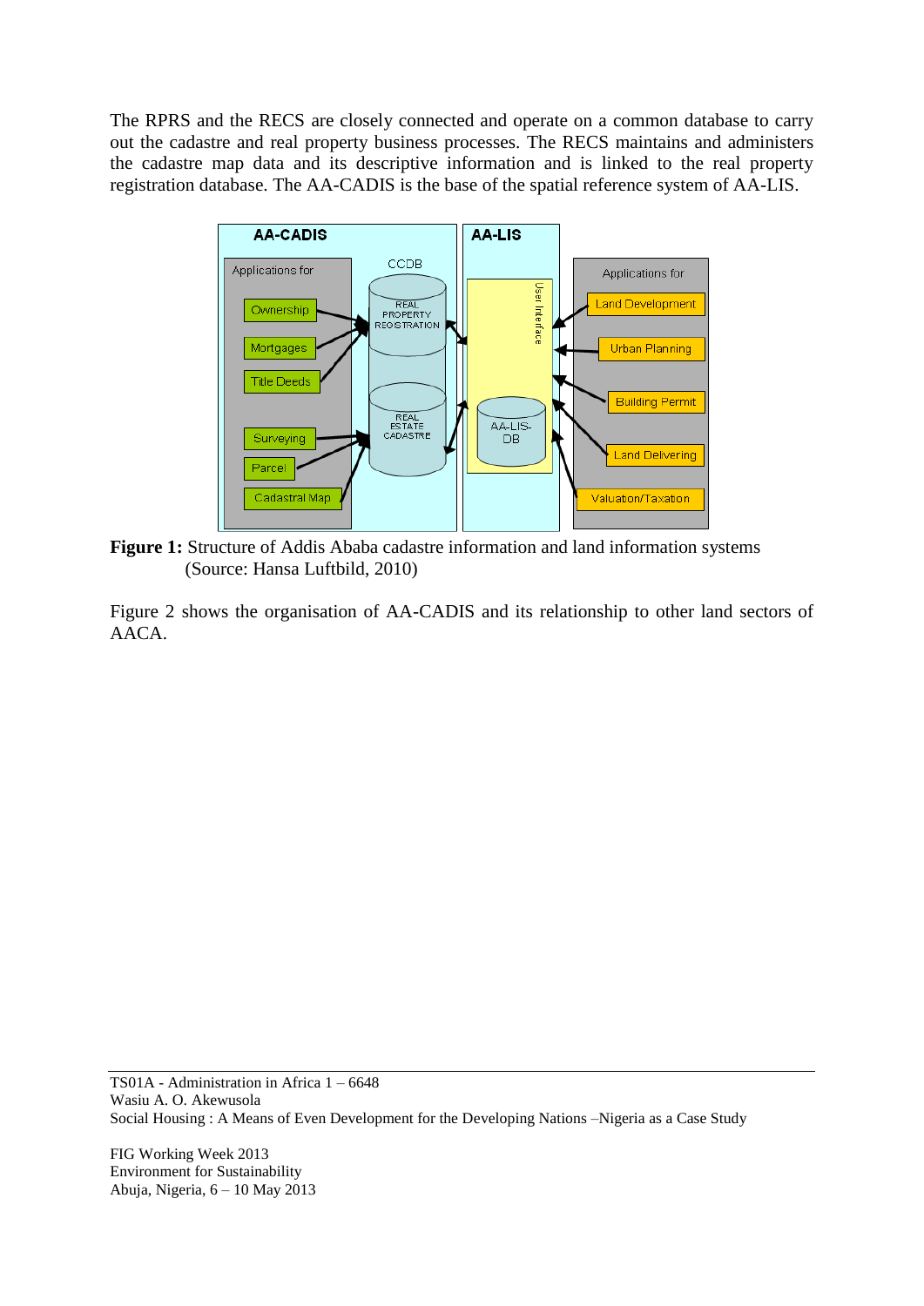The RPRS and the RECS are closely connected and operate on a common database to carry out the cadastre and real property business processes. The RECS maintains and administers the cadastre map data and its descriptive information and is linked to the real property registration database. The AA-CADIS is the base of the spatial reference system of AA-LIS.

**Figure 1:** Structure of Addis Ababa cadastre information and land information systems (Source: Hansa Luftbild, 2010)

Figure 2 shows the organisation of AA-CADIS and its relationship to other land sectors of AACA.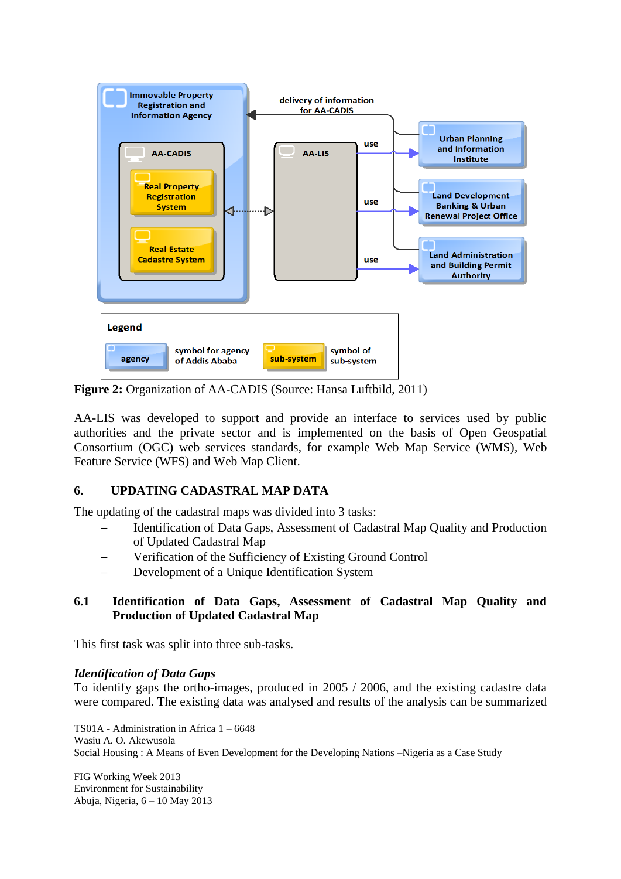Figure 2: Organization of AA-CADIS (Source: Hansa Luftbild, 2011)

AA-LIS was developed to support and provide an interface to services used by public authorities and the private sector and is implemented on the basis of Open Geospatial Consortium (OGC) web services standards, for example Web Map Service (WMS), Web Feature Service (WFS) and Web Map Client.

## 6. UPDATING CADASTRAL MAP DATA

The updating of the cadastral maps was divided into 3 tasks:

- Identification of Data Gaps, Assessment of Cadastral Map Quality and Production of Updated Cadastral Map
- Verification of the Sufficiency of Existing Ground Control
- Development of a Unique Identification System

### 6.1 Identification of Data Gaps, Assessment of Cadastral Map Quality and Production of Updated Cadastral Map

This first task was split into three sub-tasks.

***Identification of Data Gaps***

To identify gaps the ortho-images, produced in 2005 / 2006, and the existing cadastre data were compared. The existing data was analysed and results of the analysis can be summarized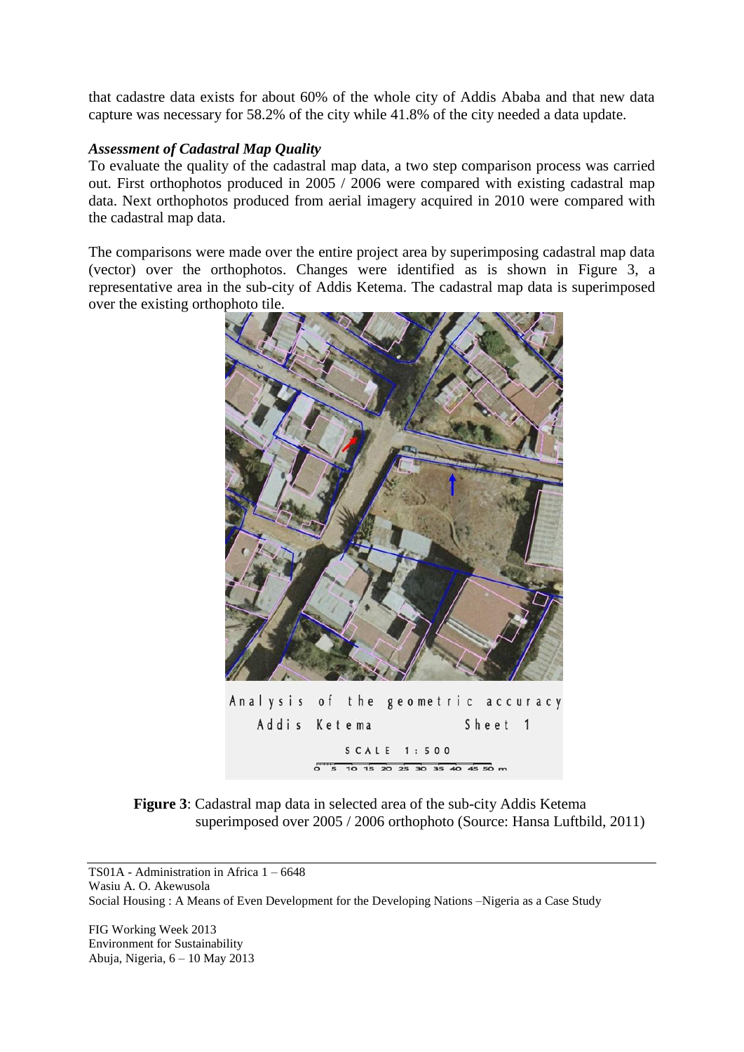that cadastre data exists for about 60% of the whole city of Addis Ababa and that new data capture was necessary for 58.2% of the city while 41.8% of the city needed a data update.

***Assessment of Cadastral Map Quality***

To evaluate the quality of the cadastral map data, a two step comparison process was carried out. First orthophotos produced in 2005 / 2006 were compared with existing cadastral map data. Next orthophotos produced from aerial imagery acquired in 2010 were compared with the cadastral map data.

The comparisons were made over the entire project area by superimposing cadastral map data (vector) over the orthophotos. Changes were identified as is shown in Figure 3, a representative area in the sub-city of Addis Ketema. The cadastral map data is superimposed over the existing orthophoto tile.

**Figure 3**: Cadastral map data in selected area of the sub-city Addis Ketema superimposed over 2005 / 2006 orthophoto (Source: Hansa Luftbild, 2011)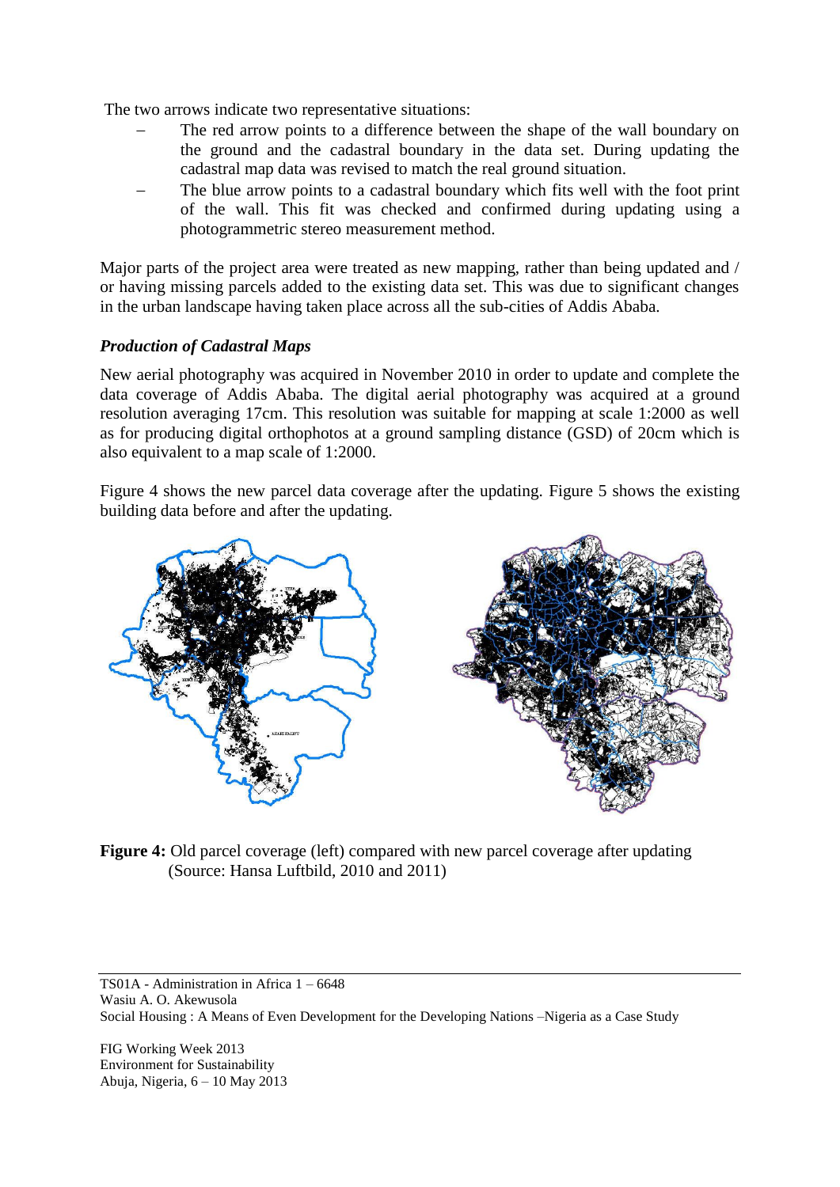The two arrows indicate two representative situations:

- The red arrow points to a difference between the shape of the wall boundary on the ground and the cadastral boundary in the data set. During updating the cadastral map data was revised to match the real ground situation.
- The blue arrow points to a cadastral boundary which fits well with the foot print of the wall. This fit was checked and confirmed during updating using a photogrammetric stereo measurement method.

Major parts of the project area were treated as new mapping, rather than being updated and / or having missing parcels added to the existing data set. This was due to significant changes in the urban landscape having taken place across all the sub-cities of Addis Ababa.

***Production of Cadastral Maps***

New aerial photography was acquired in November 2010 in order to update and complete the data coverage of Addis Ababa. The digital aerial photography was acquired at a ground resolution averaging 17cm. This resolution was suitable for mapping at scale 1:2000 as well as for producing digital orthophotos at a ground sampling distance (GSD) of 20cm which is also equivalent to a map scale of 1:2000.

Figure 4 shows the new parcel data coverage after the updating. Figure 5 shows the existing building data before and after the updating.

**Figure 4:** Old parcel coverage (left) compared with new parcel coverage after updating (Source: Hansa Luftbild, 2010 and 2011)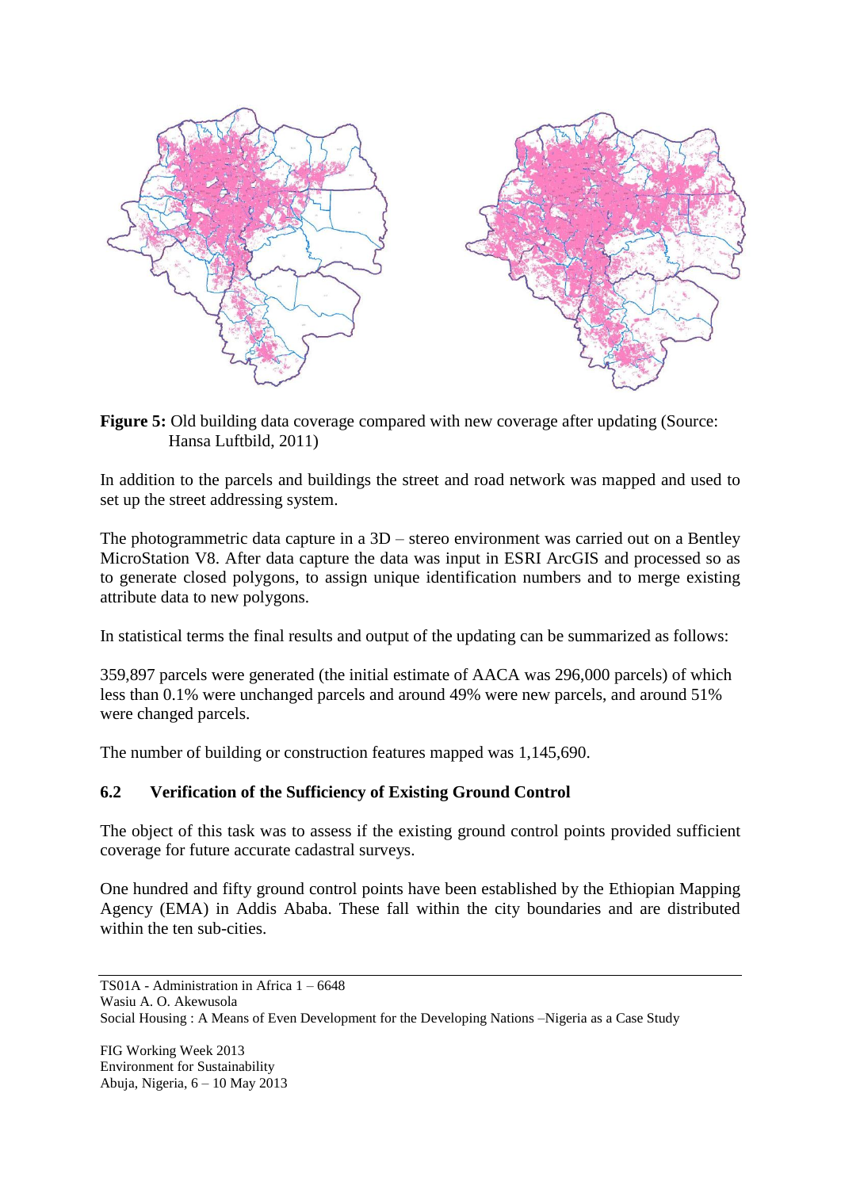**Figure 5:** Old building data coverage compared with new coverage after updating (Source: Hansa Luftbild, 2011)

In addition to the parcels and buildings the street and road network was mapped and used to set up the street addressing system.

The photogrammetric data capture in a 3D – stereo environment was carried out on a Bentley MicroStation V8. After data capture the data was input in ESRI ArcGIS and processed so as to generate closed polygons, to assign unique identification numbers and to merge existing attribute data to new polygons.

In statistical terms the final results and output of the updating can be summarized as follows:

359,897 parcels were generated (the initial estimate of AACA was 296,000 parcels) of which less than 0.1% were unchanged parcels and around 49% were new parcels, and around 51% were changed parcels.

The number of building or construction features mapped was 1,145,690.

### 6.2 Verification of the Sufficiency of Existing Ground Control

The object of this task was to assess if the existing ground control points provided sufficient coverage for future accurate cadastral surveys.

One hundred and fifty ground control points have been established by the Ethiopian Mapping Agency (EMA) in Addis Ababa. These fall within the city boundaries and are distributed within the ten sub-cities.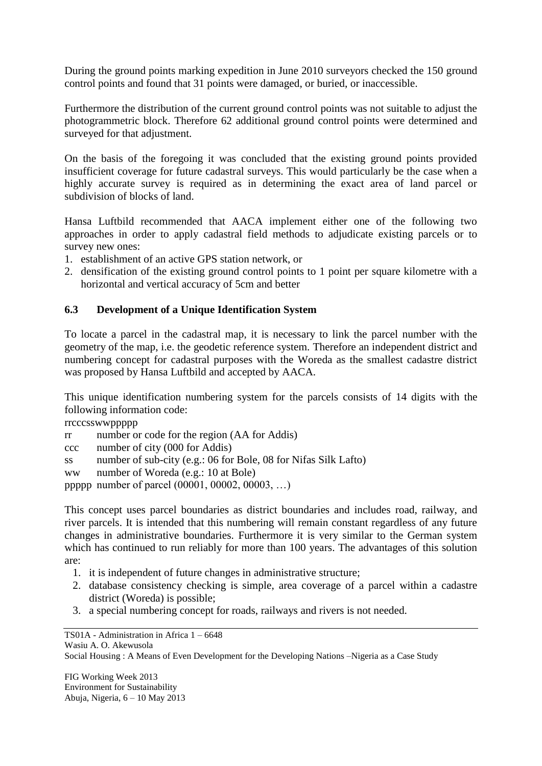During the ground points marking expedition in June 2010 surveyors checked the 150 ground control points and found that 31 points were damaged, or buried, or inaccessible.

Furthermore the distribution of the current ground control points was not suitable to adjust the photogrammetric block. Therefore 62 additional ground control points were determined and surveyed for that adjustment.

On the basis of the foregoing it was concluded that the existing ground points provided insufficient coverage for future cadastral surveys. This would particularly be the case when a highly accurate survey is required as in determining the exact area of land parcel or subdivision of blocks of land.

Hansa Luftbild recommended that AACA implement either one of the following two approaches in order to apply cadastral field methods to adjudicate existing parcels or to survey new ones:

1. establishment of an active GPS station network, or
2. densification of the existing ground control points to 1 point per square kilometre with a horizontal and vertical accuracy of 5cm and better

### 6.3 Development of a Unique Identification System

To locate a parcel in the cadastral map, it is necessary to link the parcel number with the geometry of the map, i.e. the geodetic reference system. Therefore an independent district and numbering concept for cadastral purposes with the Woreda as the smallest cadastre district was proposed by Hansa Luftbild and accepted by AACA.

This unique identification numbering system for the parcels consists of 14 digits with the following information code:

rrcccsswwppppp

- rr number or code for the region (AA for Addis)
- ccc number of city (000 for Addis)
- ss number of sub-city (e.g.: 06 for Bole, 08 for Nifas Silk Lafto)
- ww number of Woreda (e.g.: 10 at Bole)
- ppppp number of parcel (00001, 00002, 00003, …)

This concept uses parcel boundaries as district boundaries and includes road, railway, and river parcels. It is intended that this numbering will remain constant regardless of any future changes in administrative boundaries. Furthermore it is very similar to the German system which has continued to run reliably for more than 100 years. The advantages of this solution are:

1. it is independent of future changes in administrative structure;
2. database consistency checking is simple, area coverage of a parcel within a cadastre district (Woreda) is possible;
3. a special numbering concept for roads, railways and rivers is not needed.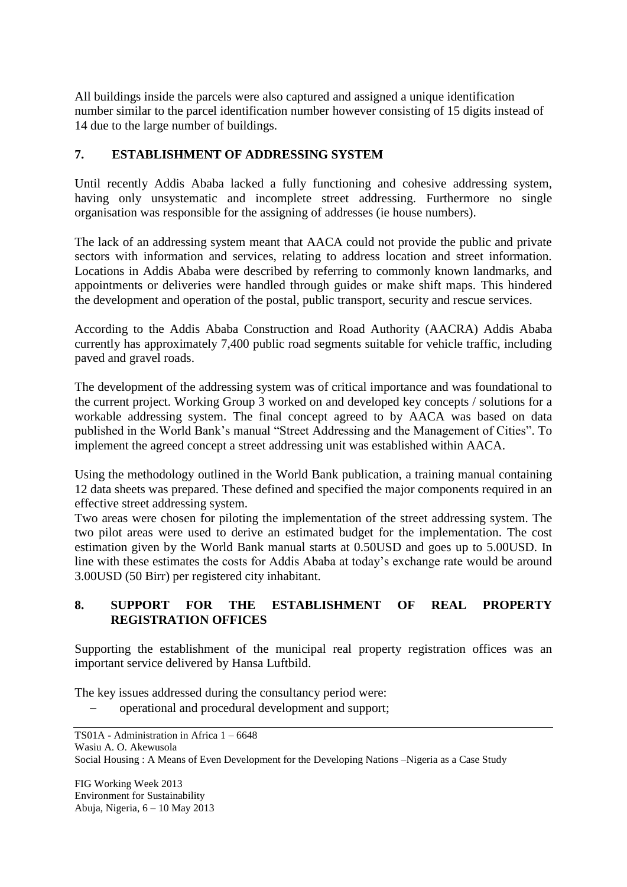All buildings inside the parcels were also captured and assigned a unique identification number similar to the parcel identification number however consisting of 15 digits instead of 14 due to the large number of buildings.

## 7. ESTABLISHMENT OF ADDRESSING SYSTEM

Until recently Addis Ababa lacked a fully functioning and cohesive addressing system, having only unsystematic and incomplete street addressing. Furthermore no single organisation was responsible for the assigning of addresses (ie house numbers).

The lack of an addressing system meant that AACA could not provide the public and private sectors with information and services, relating to address location and street information. Locations in Addis Ababa were described by referring to commonly known landmarks, and appointments or deliveries were handled through guides or make shift maps. This hindered the development and operation of the postal, public transport, security and rescue services.

According to the Addis Ababa Construction and Road Authority (AACRA) Addis Ababa currently has approximately 7,400 public road segments suitable for vehicle traffic, including paved and gravel roads.

The development of the addressing system was of critical importance and was foundational to the current project. Working Group 3 worked on and developed key concepts / solutions for a workable addressing system. The final concept agreed to by AACA was based on data published in the World Bank's manual "Street Addressing and the Management of Cities". To implement the agreed concept a street addressing unit was established within AACA.

Using the methodology outlined in the World Bank publication, a training manual containing 12 data sheets was prepared. These defined and specified the major components required in an effective street addressing system.

Two areas were chosen for piloting the implementation of the street addressing system. The two pilot areas were used to derive an estimated budget for the implementation. The cost estimation given by the World Bank manual starts at 0.50USD and goes up to 5.00USD. In line with these estimates the costs for Addis Ababa at today's exchange rate would be around 3.00USD (50 Birr) per registered city inhabitant.

## 8. SUPPORT FOR THE ESTABLISHMENT OF REAL PROPERTY REGISTRATION OFFICES

Supporting the establishment of the municipal real property registration offices was an important service delivered by Hansa Luftbild.

The key issues addressed during the consultancy period were:

- operational and procedural development and support;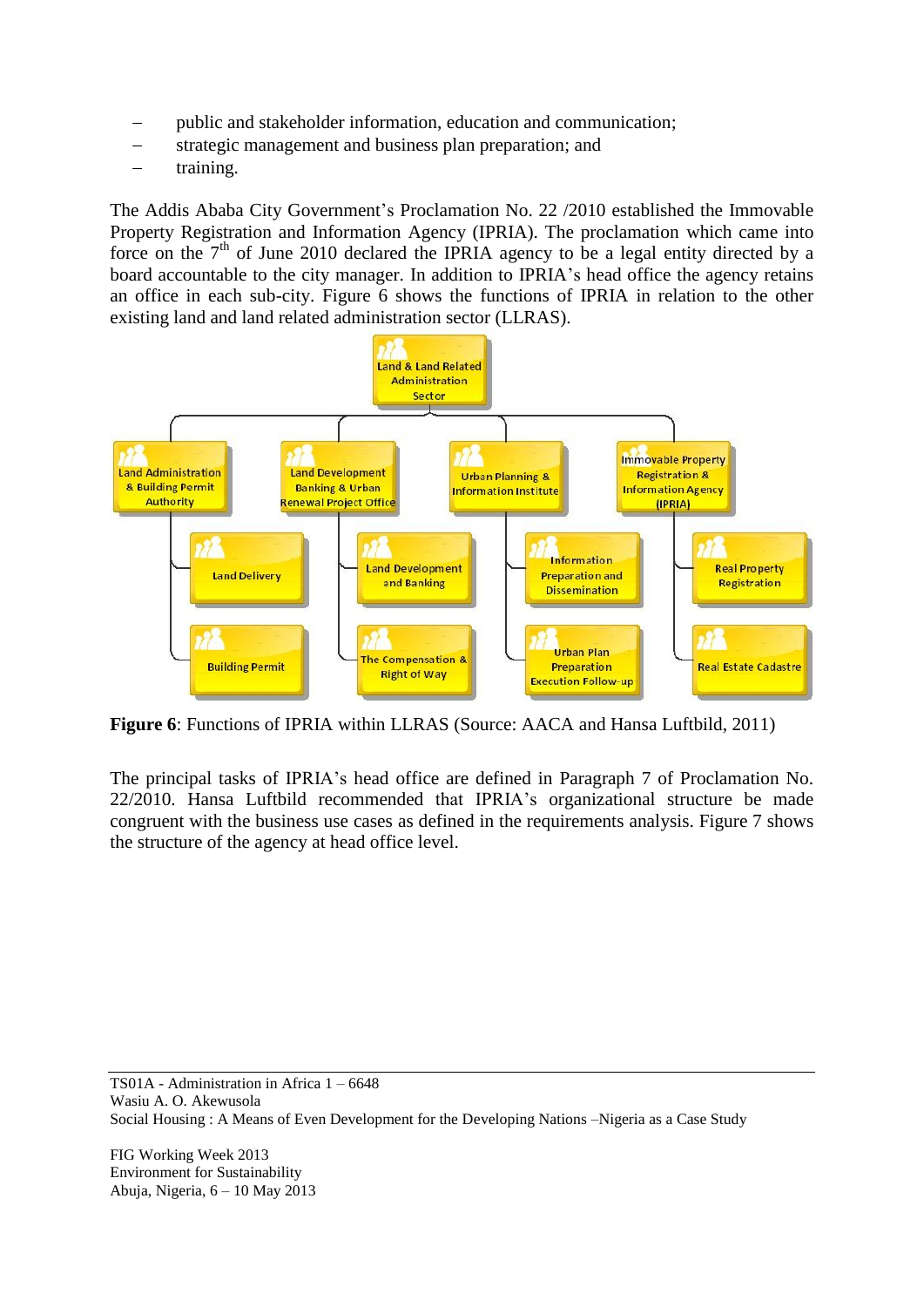- public and stakeholder information, education and communication;
- strategic management and business plan preparation; and
- training.

The Addis Ababa City Government's Proclamation No. 22 /2010 established the Immovable Property Registration and Information Agency (IPRIA). The proclamation which came into force on the 7th of June 2010 declared the IPRIA agency to be a legal entity directed by a board accountable to the city manager. In addition to IPRIA's head office the agency retains an office in each sub-city. Figure 6 shows the functions of IPRIA in relation to the other existing land and land related administration sector (LLRAS).

**Figure 6**: Functions of IPRIA within LLRAS (Source: AACA and Hansa Luftbild, 2011)

The principal tasks of IPRIA's head office are defined in Paragraph 7 of Proclamation No. 22/2010. Hansa Luftbild recommended that IPRIA's organizational structure be made congruent with the business use cases as defined in the requirements analysis. Figure 7 shows the structure of the agency at head office level.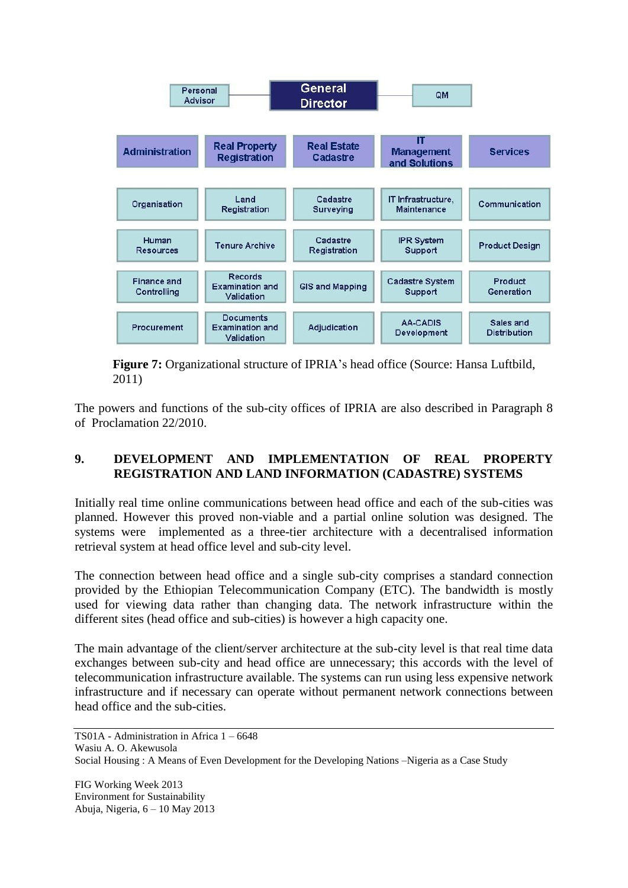| Personal Advisor | General Director | QM |
|---|---|---|

| Administration | Real Property Registration | Real Estate Cadastre | IT Management and Solutions | Services |
|---|---|---|---|---|
| Organisation | Land Registration | Cadastre Surveying | IT Infrastructure, Maintenance | Communication |
| Human Resources | Tenure Archive | Cadastre Registration | IPR System Support | Product Design |
| Finance and Controlling | Records Examination and Validation | GIS and Mapping | Cadastre System Support | Product Generation |
| Procurement | Documents Examination and Validation | Adjudication | AA-CADIS Development | Sales and Distribution |

**Figure 7:** Organizational structure of IPRIA's head office (Source: Hansa Luftbild, 2011)

The powers and functions of the sub-city offices of IPRIA are also described in Paragraph 8 of Proclamation 22/2010.

## 9. DEVELOPMENT AND IMPLEMENTATION OF REAL PROPERTY REGISTRATION AND LAND INFORMATION (CADASTRE) SYSTEMS

Initially real time online communications between head office and each of the sub-cities was planned. However this proved non-viable and a partial online solution was designed. The systems were implemented as a three-tier architecture with a decentralised information retrieval system at head office level and sub-city level.

The connection between head office and a single sub-city comprises a standard connection provided by the Ethiopian Telecommunication Company (ETC). The bandwidth is mostly used for viewing data rather than changing data. The network infrastructure within the different sites (head office and sub-cities) is however a high capacity one.

The main advantage of the client/server architecture at the sub-city level is that real time data exchanges between sub-city and head office are unnecessary; this accords with the level of telecommunication infrastructure available. The systems can run using less expensive network infrastructure and if necessary can operate without permanent network connections between head office and the sub-cities.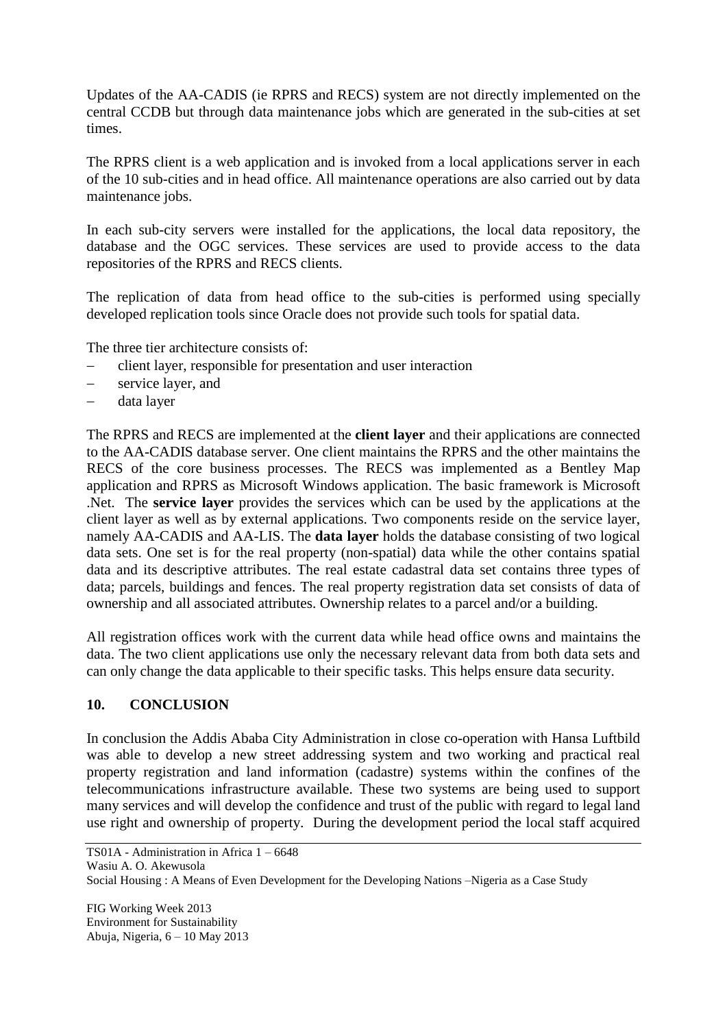Updates of the AA-CADIS (ie RPRS and RECS) system are not directly implemented on the central CCDB but through data maintenance jobs which are generated in the sub-cities at set times.

The RPRS client is a web application and is invoked from a local applications server in each of the 10 sub-cities and in head office. All maintenance operations are also carried out by data maintenance jobs.

In each sub-city servers were installed for the applications, the local data repository, the database and the OGC services. These services are used to provide access to the data repositories of the RPRS and RECS clients.

The replication of data from head office to the sub-cities is performed using specially developed replication tools since Oracle does not provide such tools for spatial data.

The three tier architecture consists of:

- client layer, responsible for presentation and user interaction
- service layer, and
- data layer

The RPRS and RECS are implemented at the **client layer** and their applications are connected to the AA-CADIS database server. One client maintains the RPRS and the other maintains the RECS of the core business processes. The RECS was implemented as a Bentley Map application and RPRS as Microsoft Windows application. The basic framework is Microsoft .Net. The **service layer** provides the services which can be used by the applications at the client layer as well as by external applications. Two components reside on the service layer, namely AA-CADIS and AA-LIS. The **data layer** holds the database consisting of two logical data sets. One set is for the real property (non-spatial) data while the other contains spatial data and its descriptive attributes. The real estate cadastral data set contains three types of data; parcels, buildings and fences. The real property registration data set consists of data of ownership and all associated attributes. Ownership relates to a parcel and/or a building.

All registration offices work with the current data while head office owns and maintains the data. The two client applications use only the necessary relevant data from both data sets and can only change the data applicable to their specific tasks. This helps ensure data security.

## 10. CONCLUSION

In conclusion the Addis Ababa City Administration in close co-operation with Hansa Luftbild was able to develop a new street addressing system and two working and practical real property registration and land information (cadastre) systems within the confines of the telecommunications infrastructure available. These two systems are being used to support many services and will develop the confidence and trust of the public with regard to legal land use right and ownership of property. During the development period the local staff acquired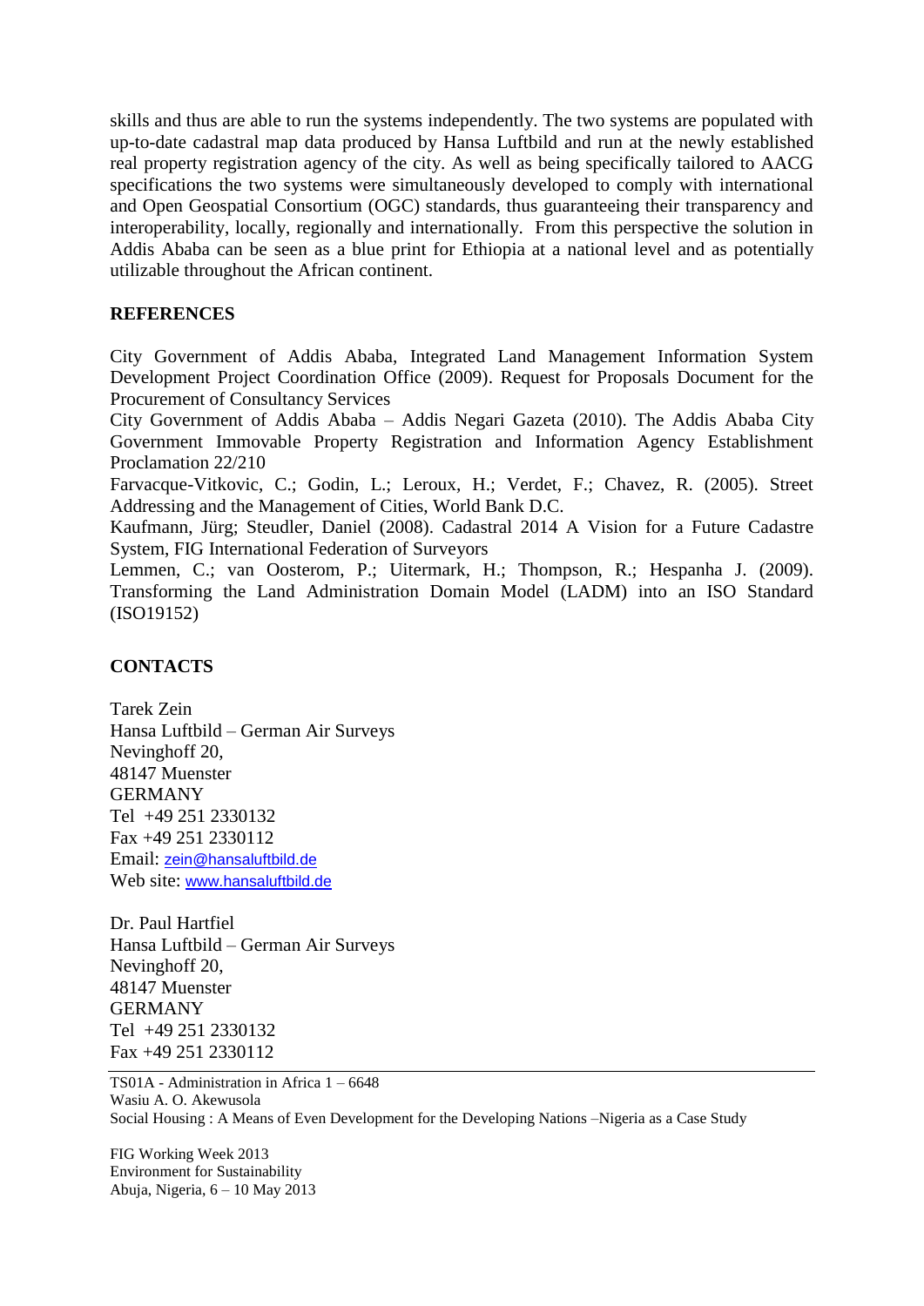skills and thus are able to run the systems independently. The two systems are populated with up-to-date cadastral map data produced by Hansa Luftbild and run at the newly established real property registration agency of the city. As well as being specifically tailored to AACG specifications the two systems were simultaneously developed to comply with international and Open Geospatial Consortium (OGC) standards, thus guaranteeing their transparency and interoperability, locally, regionally and internationally. From this perspective the solution in Addis Ababa can be seen as a blue print for Ethiopia at a national level and as potentially utilizable throughout the African continent.

## REFERENCES

City Government of Addis Ababa, Integrated Land Management Information System Development Project Coordination Office (2009). Request for Proposals Document for the Procurement of Consultancy Services

City Government of Addis Ababa – Addis Negari Gazeta (2010). The Addis Ababa City Government Immovable Property Registration and Information Agency Establishment Proclamation 22/210

Farvacque-Vitkovic, C.; Godin, L.; Leroux, H.; Verdet, F.; Chavez, R. (2005). Street Addressing and the Management of Cities, World Bank D.C.

Kaufmann, Jürg; Steudler, Daniel (2008). Cadastral 2014 A Vision for a Future Cadastre System, FIG International Federation of Surveyors

Lemmen, C.; van Oosterom, P.; Uitermark, H.; Thompson, R.; Hespanha J. (2009). Transforming the Land Administration Domain Model (LADM) into an ISO Standard (ISO19152)

## CONTACTS

Tarek Zein
Hansa Luftbild – German Air Surveys
Nevinghoff 20,
48147 Muenster
GERMANY
Tel +49 251 2330132
Fax +49 251 2330112
Email: zein@hansaluftbild.de
Web site: www.hansaluftbild.de

Dr. Paul Hartfiel
Hansa Luftbild – German Air Surveys
Nevinghoff 20,
48147 Muenster
GERMANY
Tel +49 251 2330132
Fax +49 251 2330112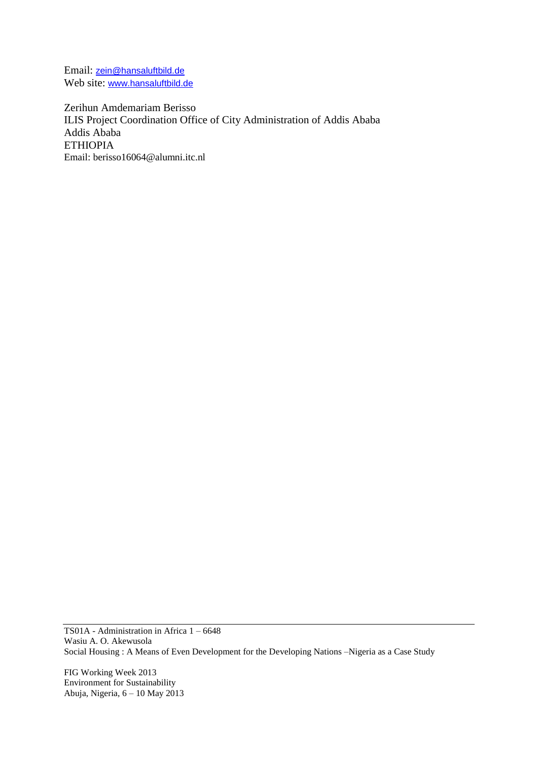Email: zein@hansaluftbild.de
Web site: www.hansaluftbild.de

Zerihun Amdemariam Berisso
ILIS Project Coordination Office of City Administration of Addis Ababa
Addis Ababa
ETHIOPIA
Email: berisso16064@alumni.itc.nl